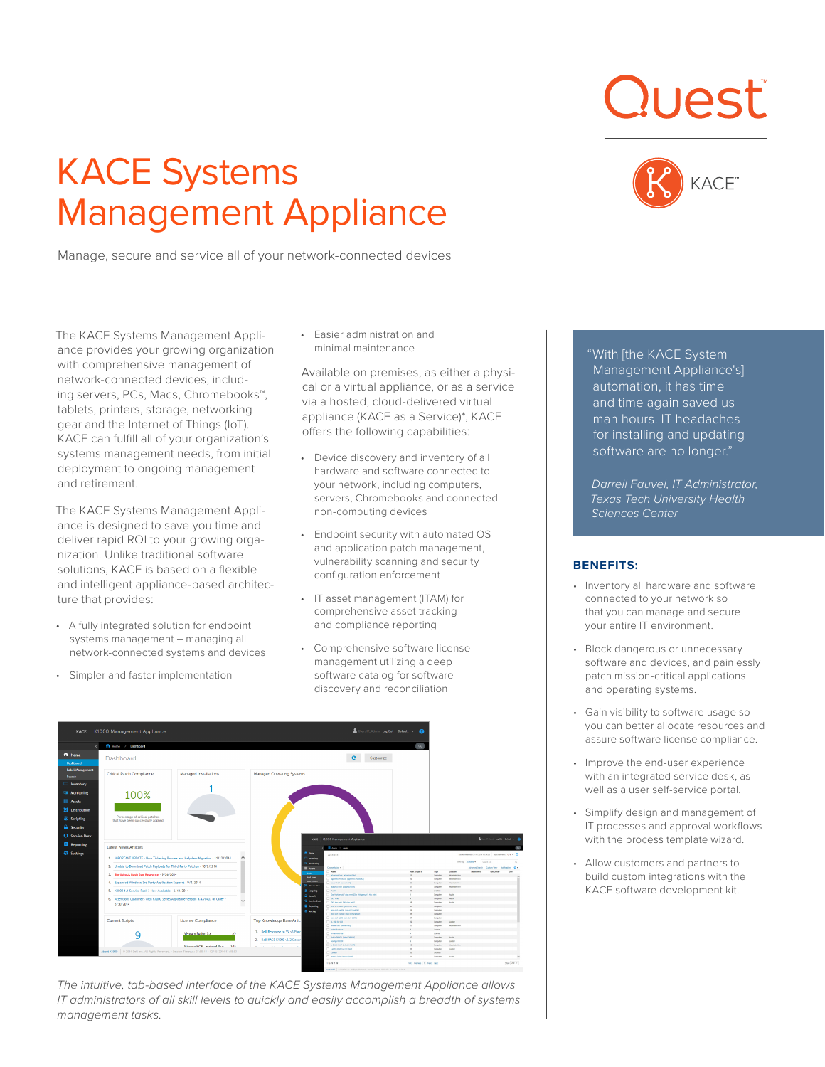Quest

KACE™

# KACE Systems Management Appliance

Manage, secure and service all of your network-connected devices

The KACE Systems Management Appliance provides your growing organization with comprehensive management of network-connected devices, including servers, PCs, Macs, Chromebooks™, tablets, printers, storage, networking gear and the Internet of Things (IoT). KACE can fulfill all of your organization's systems management needs, from initial deployment to ongoing management and retirement.

The KACE Systems Management Appliance is designed to save you time and deliver rapid ROI to your growing organization. Unlike traditional software solutions, KACE is based on a flexible and intelligent appliance-based architecture that provides:

- A fully integrated solution for endpoint systems management – managing all network-connected systems and devices
- Simpler and faster implementation
- Easier administration and minimal maintenance

Available on premises, as either a physical or a virtual appliance, or as a service via a hosted, cloud-delivered virtual appliance (KACE as a Service)*, KACE offers the following capabilities:

- Device discovery and inventory of all hardware and software connected to your network, including computers, servers, Chromebooks and connected non-computing devices
- Endpoint security with automated OS and application patch management, vulnerability scanning and security configuration enforcement
- IT asset management (ITAM) for comprehensive asset tracking and compliance reporting
- Comprehensive software license management utilizing a deep software catalog for software discovery and reconciliation

*The intuitive, tab-based interface of the KACE Systems Management Appliance allows IT administrators of all skill levels to quickly and easily accomplish a breadth of systems management tasks.*

> "With [the KACE System Management Appliance's] automation, it has time and time again saved us man hours. IT headaches for installing and updating software are no longer."
>
> *Darrell Fauvel, IT Administrator, Texas Tech University Health Sciences Center*

## BENEFITS:

- Inventory all hardware and software connected to your network so that you can manage and secure your entire IT environment.
- Block dangerous or unnecessary software and devices, and painlessly patch mission-critical applications and operating systems.
- Gain visibility to software usage so you can better allocate resources and assure software license compliance.
- Improve the end-user experience with an integrated service desk, as well as a user self-service portal.
- Simplify design and management of IT processes and approval workflows with the process template wizard.
- Allow customers and partners to build custom integrations with the KACE software development kit.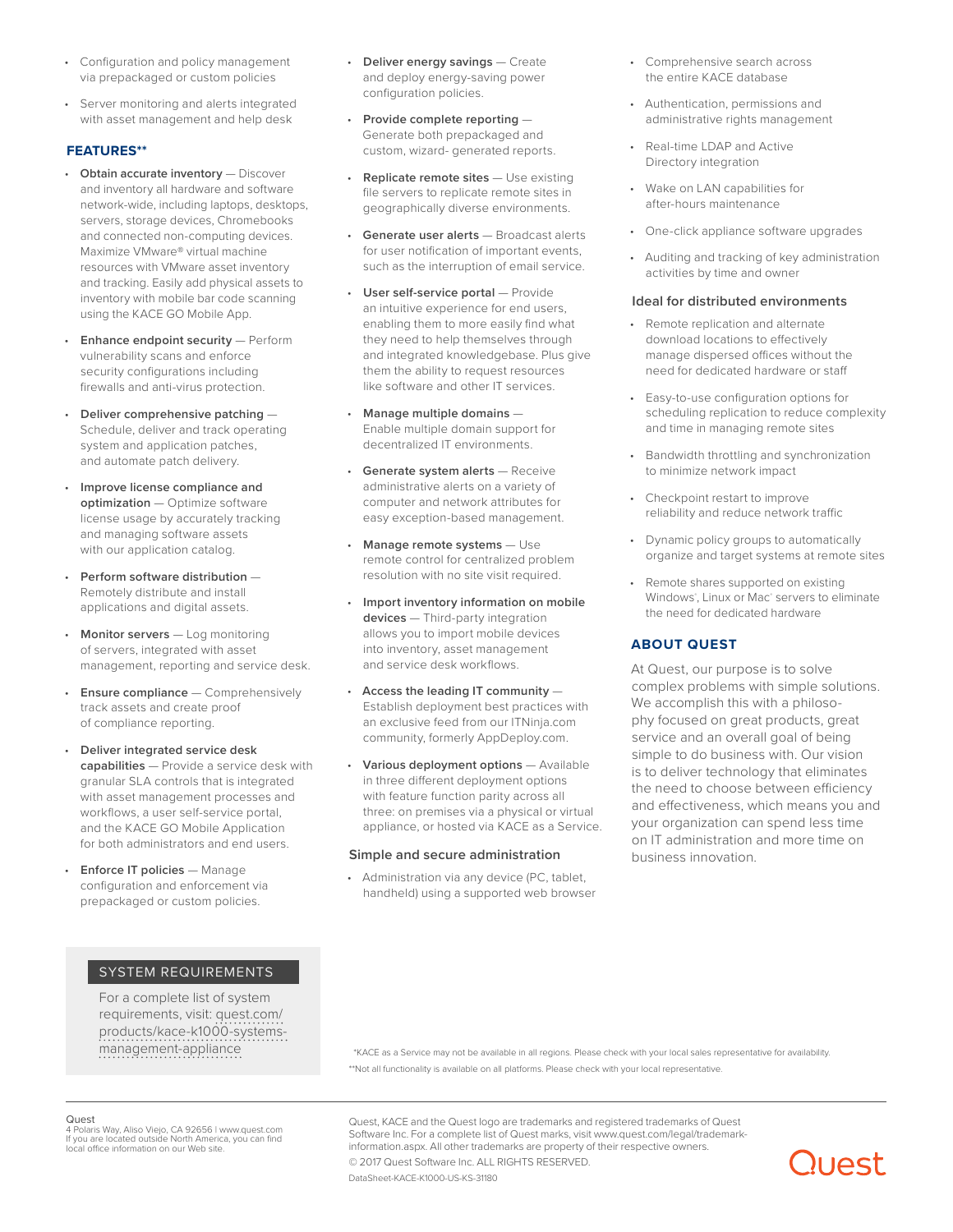- Configuration and policy management via prepackaged or custom policies
- Server monitoring and alerts integrated with asset management and help desk

## FEATURES**

- **Obtain accurate inventory** — Discover and inventory all hardware and software network-wide, including laptops, desktops, servers, storage devices, Chromebooks and connected non-computing devices. Maximize VMware® virtual machine resources with VMware asset inventory and tracking. Easily add physical assets to inventory with mobile bar code scanning using the KACE GO Mobile App.
- **Enhance endpoint security** — Perform vulnerability scans and enforce security configurations including firewalls and anti-virus protection.
- **Deliver comprehensive patching** — Schedule, deliver and track operating system and application patches, and automate patch delivery.
- **Improve license compliance and optimization** — Optimize software license usage by accurately tracking and managing software assets with our application catalog.
- **Perform software distribution** — Remotely distribute and install applications and digital assets.
- **Monitor servers** — Log monitoring of servers, integrated with asset management, reporting and service desk.
- **Ensure compliance** — Comprehensively track assets and create proof of compliance reporting.
- **Deliver integrated service desk capabilities** — Provide a service desk with granular SLA controls that is integrated with asset management processes and workflows, a user self-service portal, and the KACE GO Mobile Application for both administrators and end users.
- **Enforce IT policies** — Manage configuration and enforcement via prepackaged or custom policies.
- **Deliver energy savings** — Create and deploy energy-saving power configuration policies.
- **Provide complete reporting** — Generate both prepackaged and custom, wizard- generated reports.
- **Replicate remote sites** — Use existing file servers to replicate remote sites in geographically diverse environments.
- **Generate user alerts** — Broadcast alerts for user notification of important events, such as the interruption of email service.
- **User self-service portal** — Provide an intuitive experience for end users, enabling them to more easily find what they need to help themselves through and integrated knowledgebase. Plus give them the ability to request resources like software and other IT services.
- **Manage multiple domains** — Enable multiple domain support for decentralized IT environments.
- **Generate system alerts** — Receive administrative alerts on a variety of computer and network attributes for easy exception-based management.
- **Manage remote systems** — Use remote control for centralized problem resolution with no site visit required.
- **Import inventory information on mobile devices** — Third-party integration allows you to import mobile devices into inventory, asset management and service desk workflows.
- **Access the leading IT community** — Establish deployment best practices with an exclusive feed from our ITNinja.com community, formerly AppDeploy.com.
- **Various deployment options** — Available in three different deployment options with feature function parity across all three: on premises via a physical or virtual appliance, or hosted via KACE as a Service.

### Simple and secure administration

- Administration via any device (PC, tablet, handheld) using a supported web browser
- Comprehensive search across the entire KACE database
- Authentication, permissions and administrative rights management
- Real-time LDAP and Active Directory integration
- Wake on LAN capabilities for after-hours maintenance
- One-click appliance software upgrades
- Auditing and tracking of key administration activities by time and owner

### Ideal for distributed environments

- Remote replication and alternate download locations to effectively manage dispersed offices without the need for dedicated hardware or staff
- Easy-to-use configuration options for scheduling replication to reduce complexity and time in managing remote sites
- Bandwidth throttling and synchronization to minimize network impact
- Checkpoint restart to improve reliability and reduce network traffic
- Dynamic policy groups to automatically organize and target systems at remote sites
- Remote shares supported on existing Windows®, Linux or Mac® servers to eliminate the need for dedicated hardware

## ABOUT QUEST

At Quest, our purpose is to solve complex problems with simple solutions. We accomplish this with a philosophy focused on great products, great service and an overall goal of being simple to do business with. Our vision is to deliver technology that eliminates the need to choose between efficiency and effectiveness, which means you and your organization can spend less time on IT administration and more time on business innovation.

### SYSTEM REQUIREMENTS

For a complete list of system requirements, visit: quest.com/products/kace-k1000-systems-management-appliance

*KACE as a Service may not be available in all regions. Please check with your local sales representative for availability.

**Not all functionality is available on all platforms. Please check with your local representative.

Quest
4 Polaris Way, Aliso Viejo, CA 92656 | www.quest.com
If you are located outside North America, you can find local office information on our Web site.

Quest, KACE and the Quest logo are trademarks and registered trademarks of Quest Software Inc. For a complete list of Quest marks, visit www.quest.com/legal/trademark-information.aspx. All other trademarks are property of their respective owners.

© 2017 Quest Software Inc. ALL RIGHTS RESERVED.

DataSheet-KACE-K1000-US-KS-31180

Quest